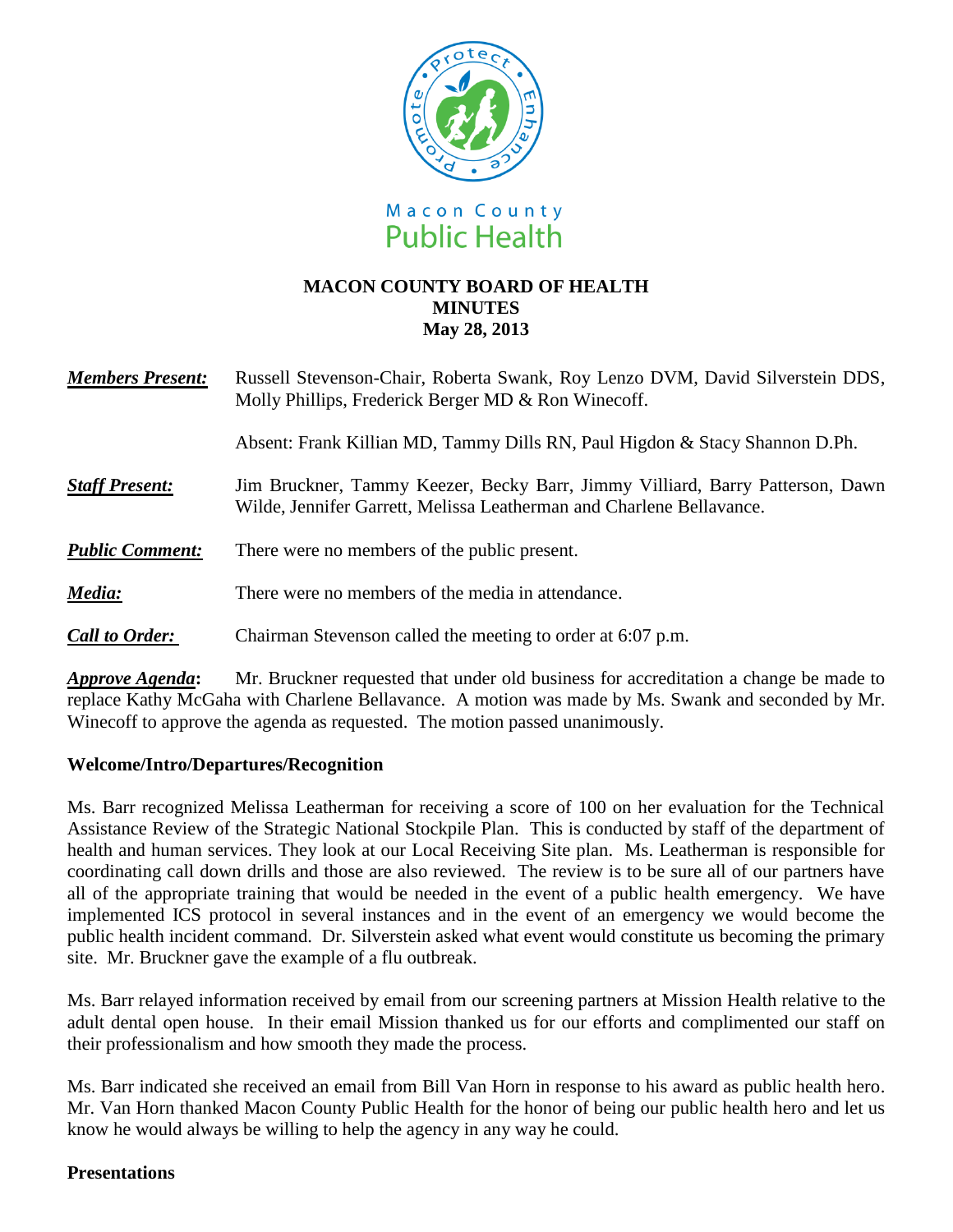Macon County Public Health

**MACON COUNTY BOARD OF HEALTH**
**MINUTES**
**May 28, 2013**

***Members Present:*** Russell Stevenson-Chair, Roberta Swank, Roy Lenzo DVM, David Silverstein DDS, Molly Phillips, Frederick Berger MD & Ron Winecoff.

Absent: Frank Killian MD, Tammy Dills RN, Paul Higdon & Stacy Shannon D.Ph.

***Staff Present:*** Jim Bruckner, Tammy Keezer, Becky Barr, Jimmy Villiard, Barry Patterson, Dawn Wilde, Jennifer Garrett, Melissa Leatherman and Charlene Bellavance.

***Public Comment:*** There were no members of the public present.

***Media:*** There were no members of the media in attendance.

***Call to Order:*** Chairman Stevenson called the meeting to order at 6:07 p.m.

***Approve Agenda*****:** Mr. Bruckner requested that under old business for accreditation a change be made to replace Kathy McGaha with Charlene Bellavance. A motion was made by Ms. Swank and seconded by Mr. Winecoff to approve the agenda as requested. The motion passed unanimously.

**Welcome/Intro/Departures/Recognition**

Ms. Barr recognized Melissa Leatherman for receiving a score of 100 on her evaluation for the Technical Assistance Review of the Strategic National Stockpile Plan. This is conducted by staff of the department of health and human services. They look at our Local Receiving Site plan. Ms. Leatherman is responsible for coordinating call down drills and those are also reviewed. The review is to be sure all of our partners have all of the appropriate training that would be needed in the event of a public health emergency. We have implemented ICS protocol in several instances and in the event of an emergency we would become the public health incident command. Dr. Silverstein asked what event would constitute us becoming the primary site. Mr. Bruckner gave the example of a flu outbreak.

Ms. Barr relayed information received by email from our screening partners at Mission Health relative to the adult dental open house. In their email Mission thanked us for our efforts and complimented our staff on their professionalism and how smooth they made the process.

Ms. Barr indicated she received an email from Bill Van Horn in response to his award as public health hero. Mr. Van Horn thanked Macon County Public Health for the honor of being our public health hero and let us know he would always be willing to help the agency in any way he could.

**Presentations**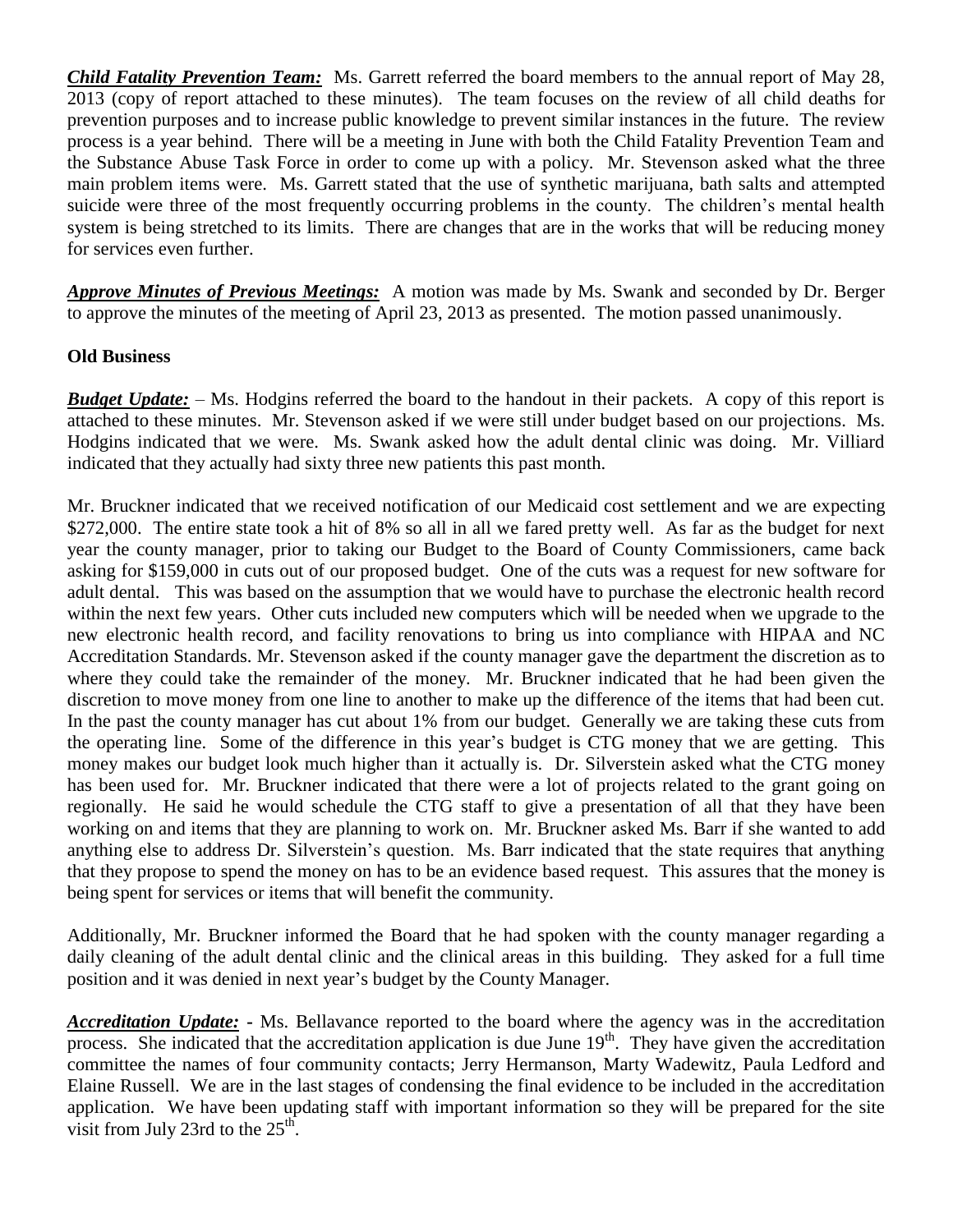***Child Fatality Prevention Team:*** Ms. Garrett referred the board members to the annual report of May 28, 2013 (copy of report attached to these minutes). The team focuses on the review of all child deaths for prevention purposes and to increase public knowledge to prevent similar instances in the future. The review process is a year behind. There will be a meeting in June with both the Child Fatality Prevention Team and the Substance Abuse Task Force in order to come up with a policy. Mr. Stevenson asked what the three main problem items were. Ms. Garrett stated that the use of synthetic marijuana, bath salts and attempted suicide were three of the most frequently occurring problems in the county. The children's mental health system is being stretched to its limits. There are changes that are in the works that will be reducing money for services even further.

***Approve Minutes of Previous Meetings:*** A motion was made by Ms. Swank and seconded by Dr. Berger to approve the minutes of the meeting of April 23, 2013 as presented. The motion passed unanimously.

**Old Business**

***Budget Update:*** – Ms. Hodgins referred the board to the handout in their packets. A copy of this report is attached to these minutes. Mr. Stevenson asked if we were still under budget based on our projections. Ms. Hodgins indicated that we were. Ms. Swank asked how the adult dental clinic was doing. Mr. Villiard indicated that they actually had sixty three new patients this past month.

Mr. Bruckner indicated that we received notification of our Medicaid cost settlement and we are expecting \$272,000. The entire state took a hit of 8% so all in all we fared pretty well. As far as the budget for next year the county manager, prior to taking our Budget to the Board of County Commissioners, came back asking for \$159,000 in cuts out of our proposed budget. One of the cuts was a request for new software for adult dental. This was based on the assumption that we would have to purchase the electronic health record within the next few years. Other cuts included new computers which will be needed when we upgrade to the new electronic health record, and facility renovations to bring us into compliance with HIPAA and NC Accreditation Standards. Mr. Stevenson asked if the county manager gave the department the discretion as to where they could take the remainder of the money. Mr. Bruckner indicated that he had been given the discretion to move money from one line to another to make up the difference of the items that had been cut. In the past the county manager has cut about 1% from our budget. Generally we are taking these cuts from the operating line. Some of the difference in this year's budget is CTG money that we are getting. This money makes our budget look much higher than it actually is. Dr. Silverstein asked what the CTG money has been used for. Mr. Bruckner indicated that there were a lot of projects related to the grant going on regionally. He said he would schedule the CTG staff to give a presentation of all that they have been working on and items that they are planning to work on. Mr. Bruckner asked Ms. Barr if she wanted to add anything else to address Dr. Silverstein's question. Ms. Barr indicated that the state requires that anything that they propose to spend the money on has to be an evidence based request. This assures that the money is being spent for services or items that will benefit the community.

Additionally, Mr. Bruckner informed the Board that he had spoken with the county manager regarding a daily cleaning of the adult dental clinic and the clinical areas in this building. They asked for a full time position and it was denied in next year's budget by the County Manager.

***Accreditation Update:*** - Ms. Bellavance reported to the board where the agency was in the accreditation process. She indicated that the accreditation application is due June 19th. They have given the accreditation committee the names of four community contacts; Jerry Hermanson, Marty Wadewitz, Paula Ledford and Elaine Russell. We are in the last stages of condensing the final evidence to be included in the accreditation application. We have been updating staff with important information so they will be prepared for the site visit from July 23rd to the 25th.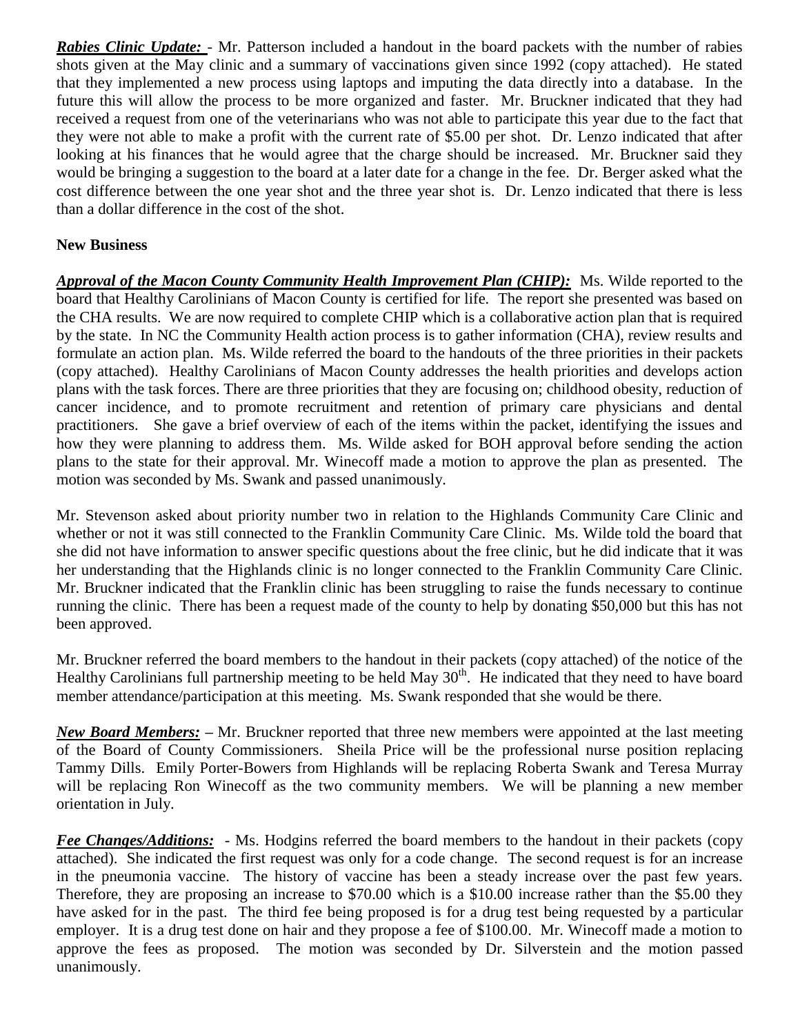***Rabies Clinic Update:*** - Mr. Patterson included a handout in the board packets with the number of rabies shots given at the May clinic and a summary of vaccinations given since 1992 (copy attached). He stated that they implemented a new process using laptops and imputing the data directly into a database. In the future this will allow the process to be more organized and faster. Mr. Bruckner indicated that they had received a request from one of the veterinarians who was not able to participate this year due to the fact that they were not able to make a profit with the current rate of $5.00 per shot. Dr. Lenzo indicated that after looking at his finances that he would agree that the charge should be increased. Mr. Bruckner said they would be bringing a suggestion to the board at a later date for a change in the fee. Dr. Berger asked what the cost difference between the one year shot and the three year shot is. Dr. Lenzo indicated that there is less than a dollar difference in the cost of the shot.

**New Business**

***Approval of the Macon County Community Health Improvement Plan (CHIP):*** Ms. Wilde reported to the board that Healthy Carolinians of Macon County is certified for life. The report she presented was based on the CHA results. We are now required to complete CHIP which is a collaborative action plan that is required by the state. In NC the Community Health action process is to gather information (CHA), review results and formulate an action plan. Ms. Wilde referred the board to the handouts of the three priorities in their packets (copy attached). Healthy Carolinians of Macon County addresses the health priorities and develops action plans with the task forces. There are three priorities that they are focusing on; childhood obesity, reduction of cancer incidence, and to promote recruitment and retention of primary care physicians and dental practitioners. She gave a brief overview of each of the items within the packet, identifying the issues and how they were planning to address them. Ms. Wilde asked for BOH approval before sending the action plans to the state for their approval. Mr. Winecoff made a motion to approve the plan as presented. The motion was seconded by Ms. Swank and passed unanimously.

Mr. Stevenson asked about priority number two in relation to the Highlands Community Care Clinic and whether or not it was still connected to the Franklin Community Care Clinic. Ms. Wilde told the board that she did not have information to answer specific questions about the free clinic, but he did indicate that it was her understanding that the Highlands clinic is no longer connected to the Franklin Community Care Clinic. Mr. Bruckner indicated that the Franklin clinic has been struggling to raise the funds necessary to continue running the clinic. There has been a request made of the county to help by donating $50,000 but this has not been approved.

Mr. Bruckner referred the board members to the handout in their packets (copy attached) of the notice of the Healthy Carolinians full partnership meeting to be held May 30th. He indicated that they need to have board member attendance/participation at this meeting. Ms. Swank responded that she would be there.

***New Board Members:*** – Mr. Bruckner reported that three new members were appointed at the last meeting of the Board of County Commissioners. Sheila Price will be the professional nurse position replacing Tammy Dills. Emily Porter-Bowers from Highlands will be replacing Roberta Swank and Teresa Murray will be replacing Ron Winecoff as the two community members. We will be planning a new member orientation in July.

***Fee Changes/Additions:*** - Ms. Hodgins referred the board members to the handout in their packets (copy attached). She indicated the first request was only for a code change. The second request is for an increase in the pneumonia vaccine. The history of vaccine has been a steady increase over the past few years. Therefore, they are proposing an increase to $70.00 which is a $10.00 increase rather than the $5.00 they have asked for in the past. The third fee being proposed is for a drug test being requested by a particular employer. It is a drug test done on hair and they propose a fee of $100.00. Mr. Winecoff made a motion to approve the fees as proposed. The motion was seconded by Dr. Silverstein and the motion passed unanimously.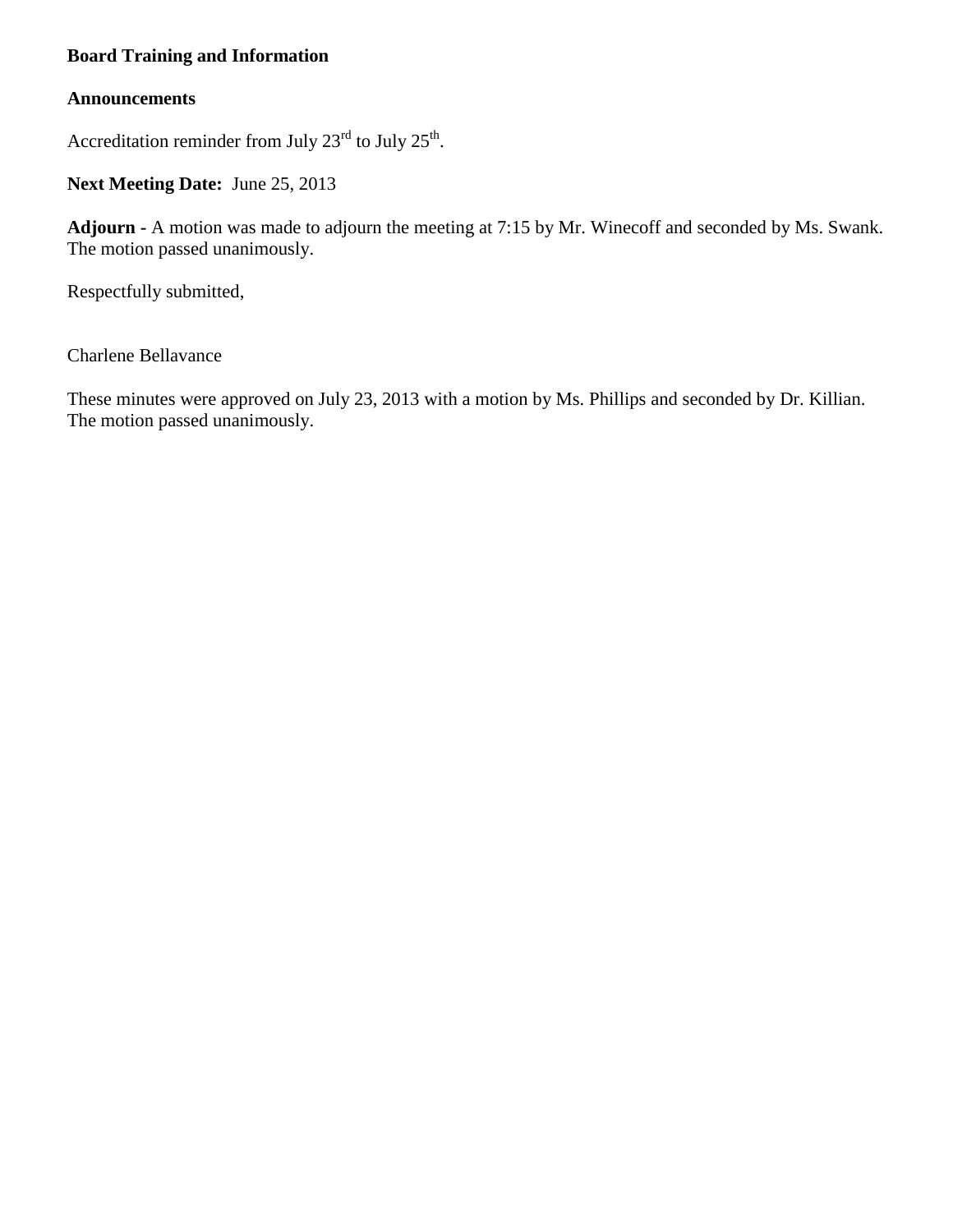**Board Training and Information**

**Announcements**

Accreditation reminder from July 23rd to July 25th.

**Next Meeting Date:** June 25, 2013

**Adjourn -** A motion was made to adjourn the meeting at 7:15 by Mr. Winecoff and seconded by Ms. Swank. The motion passed unanimously.

Respectfully submitted,

Charlene Bellavance

These minutes were approved on July 23, 2013 with a motion by Ms. Phillips and seconded by Dr. Killian. The motion passed unanimously.